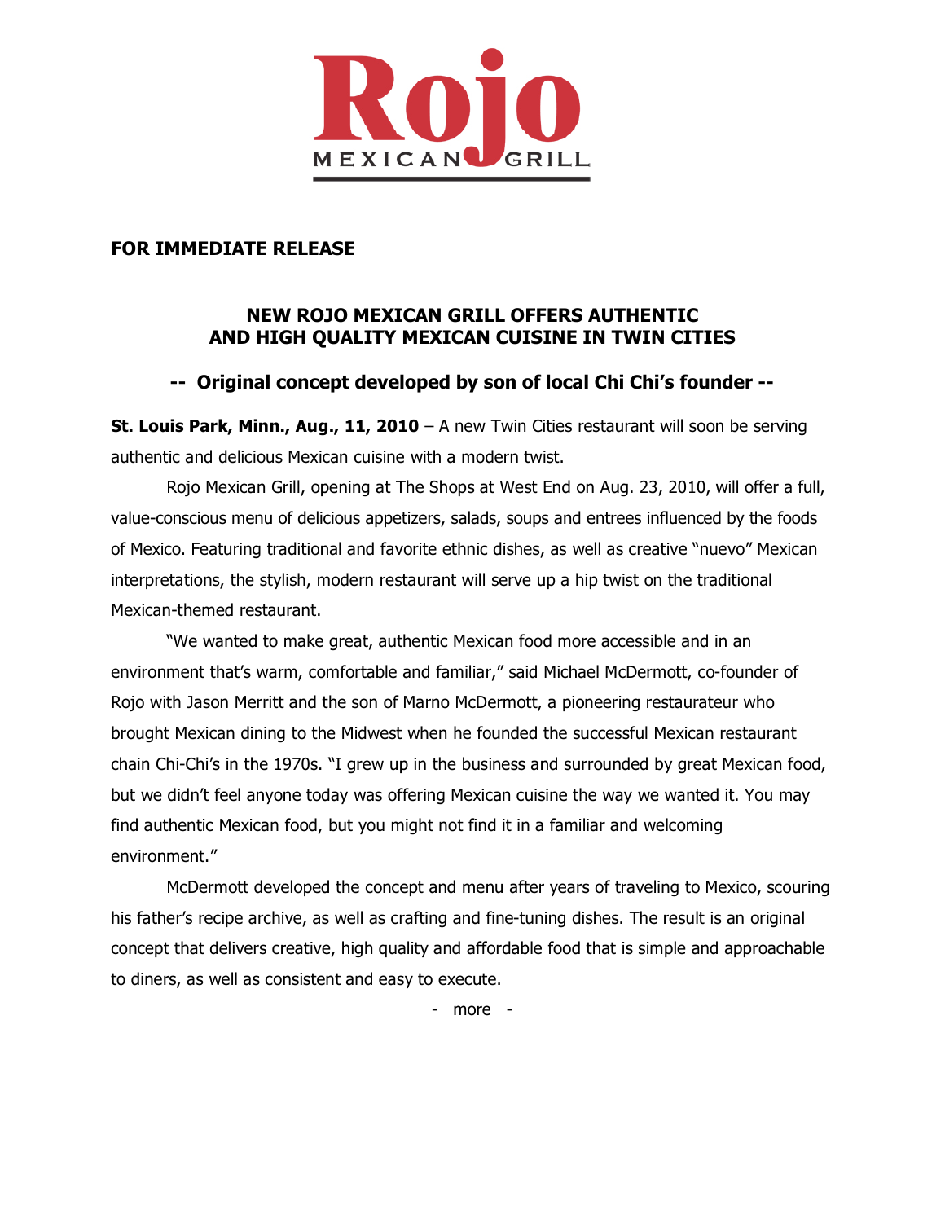Rojo

MEXICAN GRILL

**FOR IMMEDIATE RELEASE**

## NEW ROJO MEXICAN GRILL OFFERS AUTHENTIC AND HIGH QUALITY MEXICAN CUISINE IN TWIN CITIES

### -- Original concept developed by son of local Chi Chi's founder --

**St. Louis Park, Minn., Aug., 11, 2010** – A new Twin Cities restaurant will soon be serving authentic and delicious Mexican cuisine with a modern twist.

Rojo Mexican Grill, opening at The Shops at West End on Aug. 23, 2010, will offer a full, value-conscious menu of delicious appetizers, salads, soups and entrees influenced by the foods of Mexico. Featuring traditional and favorite ethnic dishes, as well as creative "nuevo" Mexican interpretations, the stylish, modern restaurant will serve up a hip twist on the traditional Mexican-themed restaurant.

"We wanted to make great, authentic Mexican food more accessible and in an environment that's warm, comfortable and familiar," said Michael McDermott, co-founder of Rojo with Jason Merritt and the son of Marno McDermott, a pioneering restaurateur who brought Mexican dining to the Midwest when he founded the successful Mexican restaurant chain Chi-Chi's in the 1970s. "I grew up in the business and surrounded by great Mexican food, but we didn't feel anyone today was offering Mexican cuisine the way we wanted it. You may find authentic Mexican food, but you might not find it in a familiar and welcoming environment."

McDermott developed the concept and menu after years of traveling to Mexico, scouring his father's recipe archive, as well as crafting and fine-tuning dishes. The result is an original concept that delivers creative, high quality and affordable food that is simple and approachable to diners, as well as consistent and easy to execute.

\- more -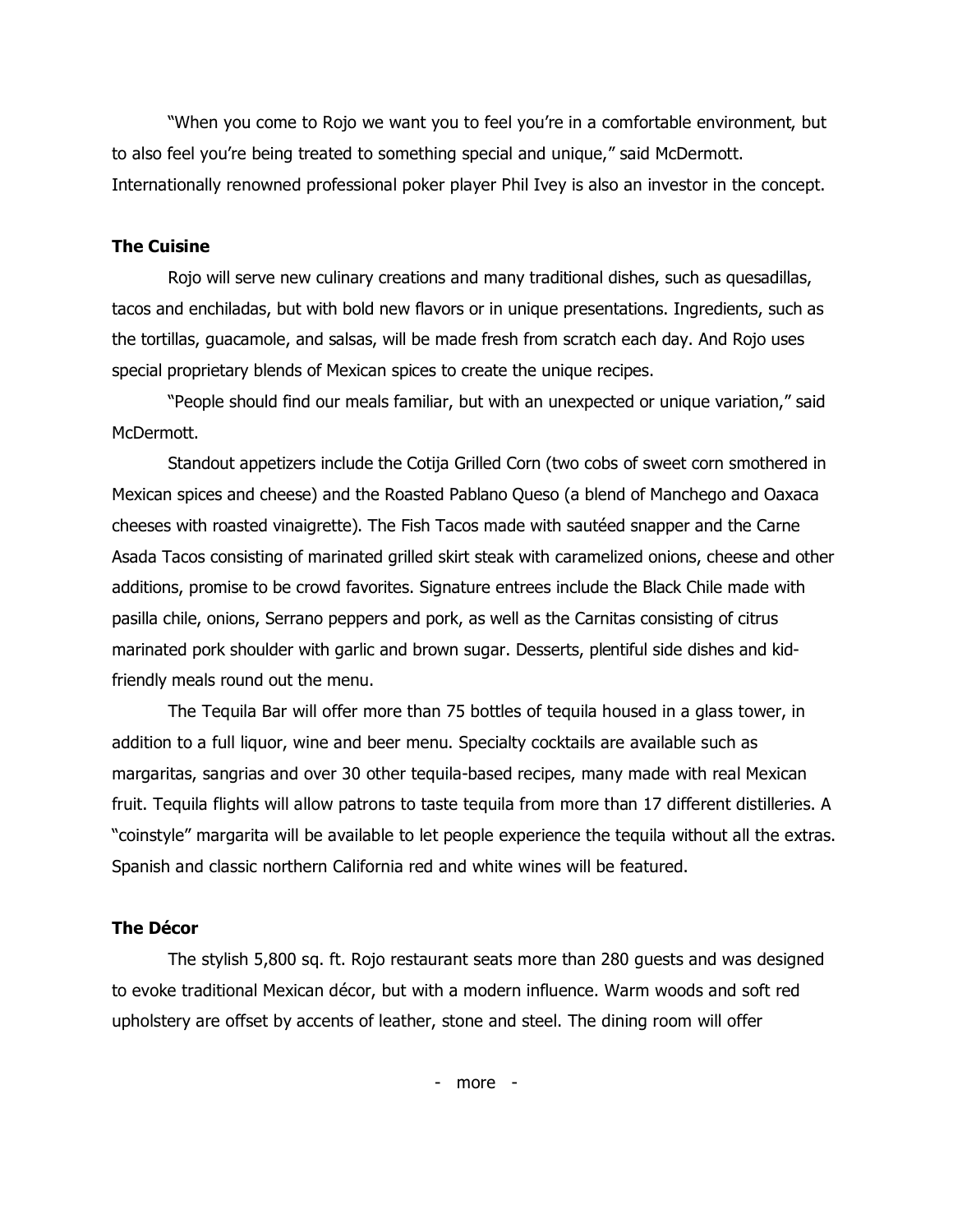"When you come to Rojo we want you to feel you're in a comfortable environment, but to also feel you're being treated to something special and unique," said McDermott. Internationally renowned professional poker player Phil Ivey is also an investor in the concept.

### The Cuisine

Rojo will serve new culinary creations and many traditional dishes, such as quesadillas, tacos and enchiladas, but with bold new flavors or in unique presentations. Ingredients, such as the tortillas, guacamole, and salsas, will be made fresh from scratch each day. And Rojo uses special proprietary blends of Mexican spices to create the unique recipes.

"People should find our meals familiar, but with an unexpected or unique variation," said McDermott.

Standout appetizers include the Cotija Grilled Corn (two cobs of sweet corn smothered in Mexican spices and cheese) and the Roasted Pablano Queso (a blend of Manchego and Oaxaca cheeses with roasted vinaigrette). The Fish Tacos made with sautéed snapper and the Carne Asada Tacos consisting of marinated grilled skirt steak with caramelized onions, cheese and other additions, promise to be crowd favorites. Signature entrees include the Black Chile made with pasilla chile, onions, Serrano peppers and pork, as well as the Carnitas consisting of citrus marinated pork shoulder with garlic and brown sugar. Desserts, plentiful side dishes and kid-friendly meals round out the menu.

The Tequila Bar will offer more than 75 bottles of tequila housed in a glass tower, in addition to a full liquor, wine and beer menu. Specialty cocktails are available such as margaritas, sangrias and over 30 other tequila-based recipes, many made with real Mexican fruit. Tequila flights will allow patrons to taste tequila from more than 17 different distilleries. A "coinstyle" margarita will be available to let people experience the tequila without all the extras. Spanish and classic northern California red and white wines will be featured.

### The Décor

The stylish 5,800 sq. ft. Rojo restaurant seats more than 280 guests and was designed to evoke traditional Mexican décor, but with a modern influence. Warm woods and soft red upholstery are offset by accents of leather, stone and steel. The dining room will offer

- more -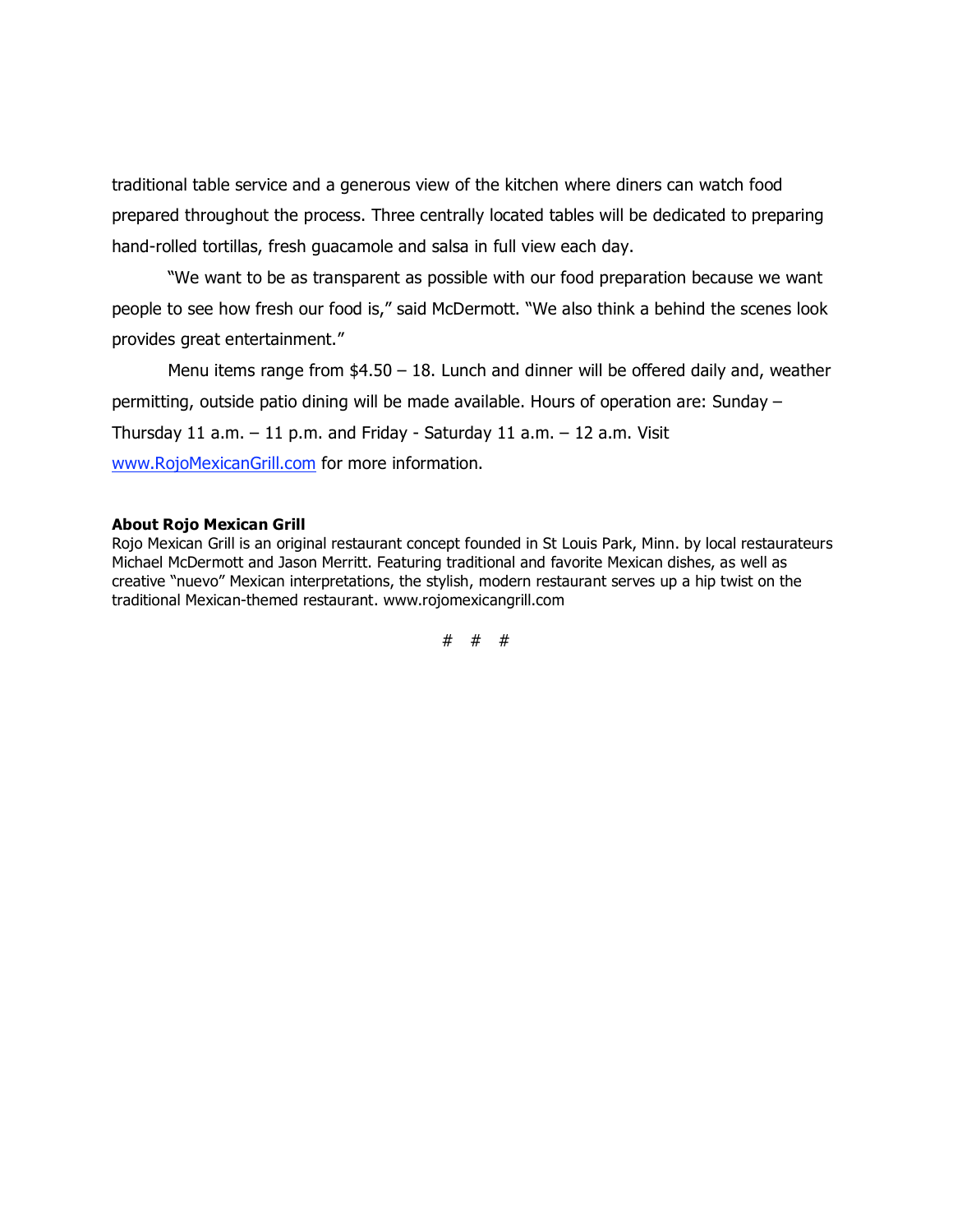traditional table service and a generous view of the kitchen where diners can watch food prepared throughout the process. Three centrally located tables will be dedicated to preparing hand-rolled tortillas, fresh guacamole and salsa in full view each day.

"We want to be as transparent as possible with our food preparation because we want people to see how fresh our food is," said McDermott. "We also think a behind the scenes look provides great entertainment."

Menu items range from $4.50 – 18. Lunch and dinner will be offered daily and, weather permitting, outside patio dining will be made available. Hours of operation are: Sunday – Thursday 11 a.m. – 11 p.m. and Friday - Saturday 11 a.m. – 12 a.m. Visit www.RojoMexicanGrill.com for more information.

**About Rojo Mexican Grill**
Rojo Mexican Grill is an original restaurant concept founded in St Louis Park, Minn. by local restaurateurs Michael McDermott and Jason Merritt. Featuring traditional and favorite Mexican dishes, as well as creative "nuevo" Mexican interpretations, the stylish, modern restaurant serves up a hip twist on the traditional Mexican-themed restaurant. www.rojomexicangrill.com

# # #